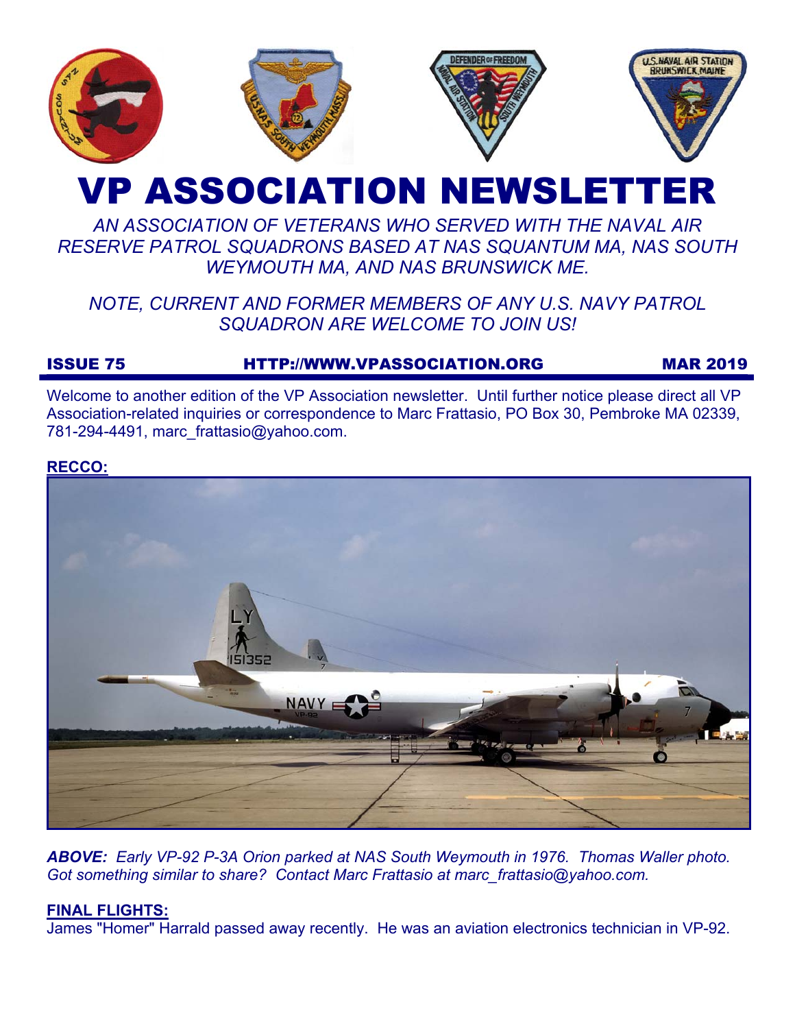# VP ASSOCIATION NEWSLETTER

*AN ASSOCIATION OF VETERANS WHO SERVED WITH THE NAVAL AIR RESERVE PATROL SQUADRONS BASED AT NAS SQUANTUM MA, NAS SOUTH WEYMOUTH MA, AND NAS BRUNSWICK ME.*

*NOTE, CURRENT AND FORMER MEMBERS OF ANY U.S. NAVY PATROL SQUADRON ARE WELCOME TO JOIN US!*

**ISSUE 75** | **HTTP://WWW.VPASSOCIATION.ORG** | **MAR 2019**

Welcome to another edition of the VP Association newsletter. Until further notice please direct all VP Association-related inquiries or correspondence to Marc Frattasio, PO Box 30, Pembroke MA 02339, 781-294-4491, marc_frattasio@yahoo.com.

## RECCO:

***ABOVE:*** *Early VP-92 P-3A Orion parked at NAS South Weymouth in 1976. Thomas Waller photo. Got something similar to share? Contact Marc Frattasio at marc_frattasio@yahoo.com.*

## FINAL FLIGHTS:

James "Homer" Harrald passed away recently. He was an aviation electronics technician in VP-92.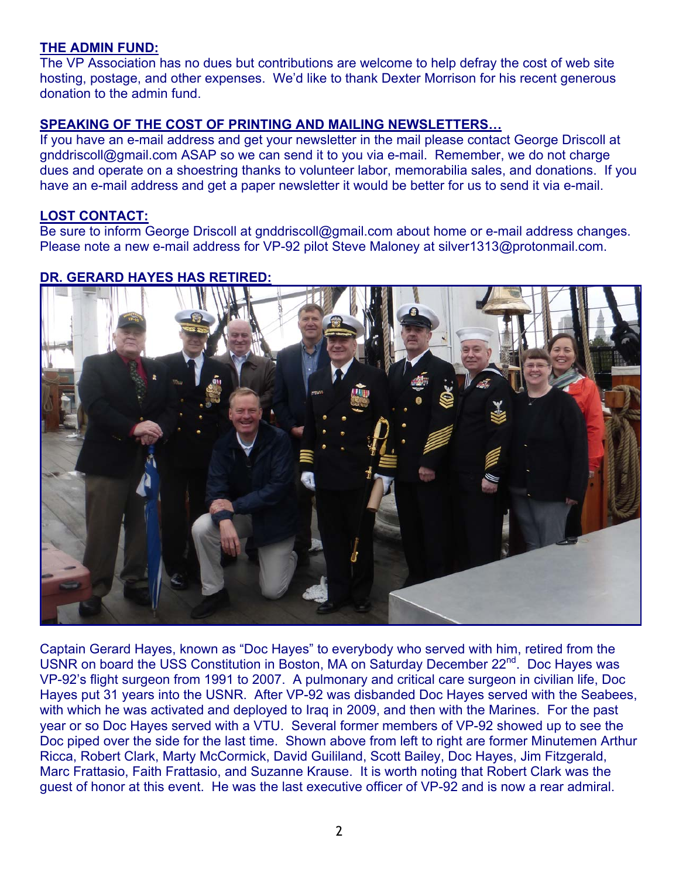**THE ADMIN FUND:**
The VP Association has no dues but contributions are welcome to help defray the cost of web site hosting, postage, and other expenses. We'd like to thank Dexter Morrison for his recent generous donation to the admin fund.

**SPEAKING OF THE COST OF PRINTING AND MAILING NEWSLETTERS…**
If you have an e-mail address and get your newsletter in the mail please contact George Driscoll at gnddriscoll@gmail.com ASAP so we can send it to you via e-mail. Remember, we do not charge dues and operate on a shoestring thanks to volunteer labor, memorabilia sales, and donations. If you have an e-mail address and get a paper newsletter it would be better for us to send it via e-mail.

**LOST CONTACT:**
Be sure to inform George Driscoll at gnddriscoll@gmail.com about home or e-mail address changes. Please note a new e-mail address for VP-92 pilot Steve Maloney at silver1313@protonmail.com.

**DR. GERARD HAYES HAS RETIRED:**

Captain Gerard Hayes, known as "Doc Hayes" to everybody who served with him, retired from the USNR on board the USS Constitution in Boston, MA on Saturday December 22nd. Doc Hayes was VP-92's flight surgeon from 1991 to 2007. A pulmonary and critical care surgeon in civilian life, Doc Hayes put 31 years into the USNR. After VP-92 was disbanded Doc Hayes served with the Seabees, with which he was activated and deployed to Iraq in 2009, and then with the Marines. For the past year or so Doc Hayes served with a VTU. Several former members of VP-92 showed up to see the Doc piped over the side for the last time. Shown above from left to right are former Minutemen Arthur Ricca, Robert Clark, Marty McCormick, David Guililand, Scott Bailey, Doc Hayes, Jim Fitzgerald, Marc Frattasio, Faith Frattasio, and Suzanne Krause. It is worth noting that Robert Clark was the guest of honor at this event. He was the last executive officer of VP-92 and is now a rear admiral.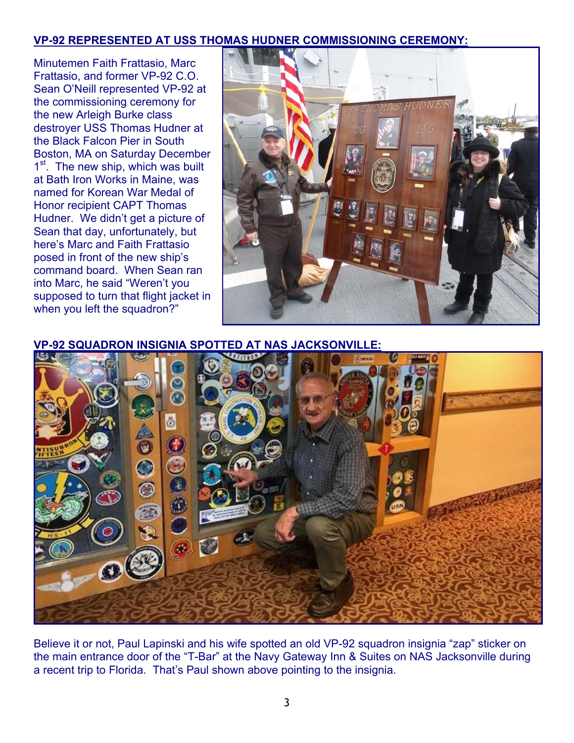## VP-92 REPRESENTED AT USS THOMAS HUDNER COMMISSIONING CEREMONY:

Minutemen Faith Frattasio, Marc Frattasio, and former VP-92 C.O. Sean O'Neill represented VP-92 at the commissioning ceremony for the new Arleigh Burke class destroyer USS Thomas Hudner at the Black Falcon Pier in South Boston, MA on Saturday December 1st. The new ship, which was built at Bath Iron Works in Maine, was named for Korean War Medal of Honor recipient CAPT Thomas Hudner. We didn't get a picture of Sean that day, unfortunately, but here's Marc and Faith Frattasio posed in front of the new ship's command board. When Sean ran into Marc, he said "Weren't you supposed to turn that flight jacket in when you left the squadron?"

## VP-92 SQUADRON INSIGNIA SPOTTED AT NAS JACKSONVILLE:

Believe it or not, Paul Lapinski and his wife spotted an old VP-92 squadron insignia "zap" sticker on the main entrance door of the "T-Bar" at the Navy Gateway Inn & Suites on NAS Jacksonville during a recent trip to Florida. That's Paul shown above pointing to the insignia.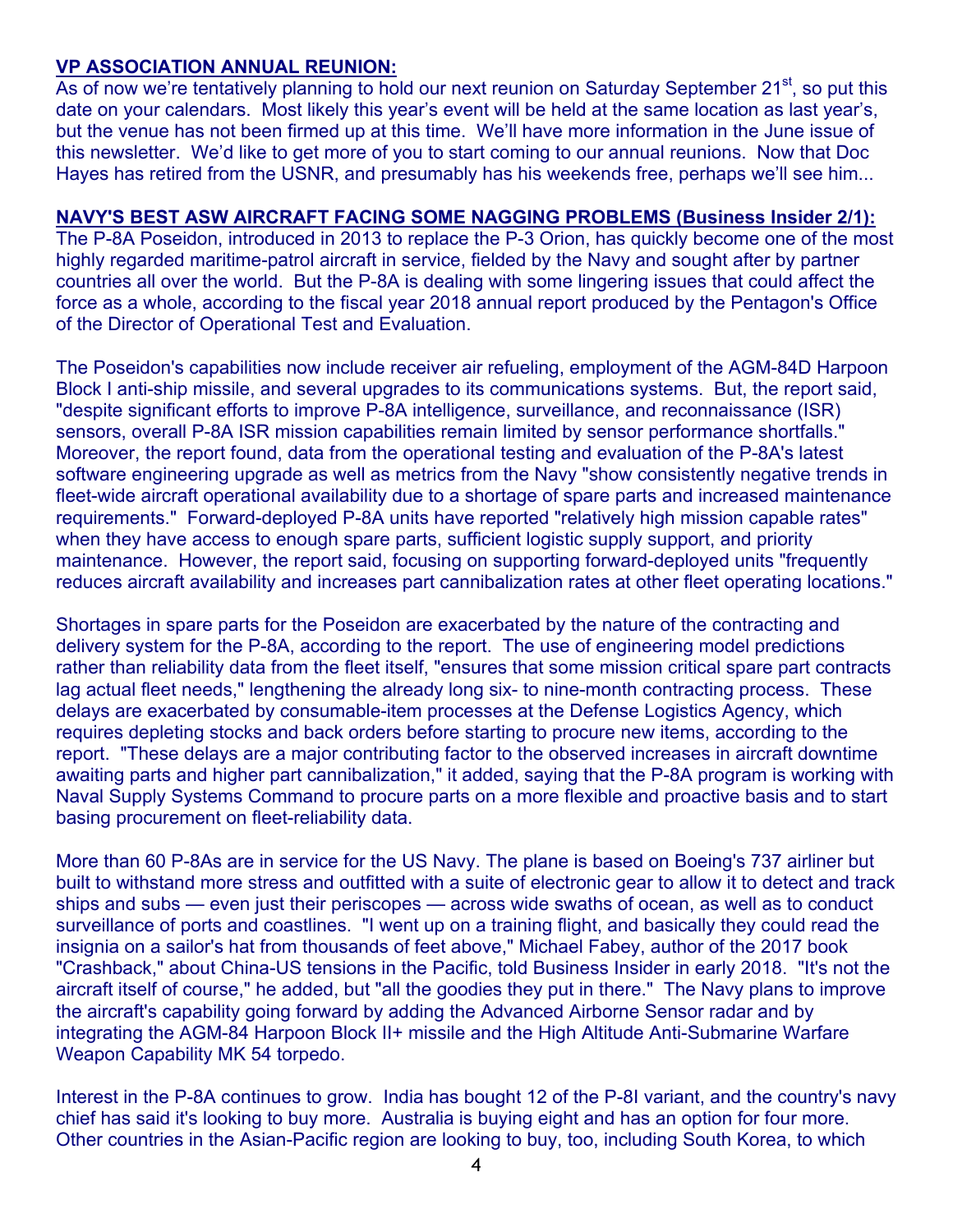**VP ASSOCIATION ANNUAL REUNION:**

As of now we're tentatively planning to hold our next reunion on Saturday September 21st, so put this date on your calendars. Most likely this year's event will be held at the same location as last year's, but the venue has not been firmed up at this time. We'll have more information in the June issue of this newsletter. We'd like to get more of you to start coming to our annual reunions. Now that Doc Hayes has retired from the USNR, and presumably has his weekends free, perhaps we'll see him...

**NAVY'S BEST ASW AIRCRAFT FACING SOME NAGGING PROBLEMS (Business Insider 2/1):**

The P-8A Poseidon, introduced in 2013 to replace the P-3 Orion, has quickly become one of the most highly regarded maritime-patrol aircraft in service, fielded by the Navy and sought after by partner countries all over the world. But the P-8A is dealing with some lingering issues that could affect the force as a whole, according to the fiscal year 2018 annual report produced by the Pentagon's Office of the Director of Operational Test and Evaluation.

The Poseidon's capabilities now include receiver air refueling, employment of the AGM-84D Harpoon Block I anti-ship missile, and several upgrades to its communications systems. But, the report said, "despite significant efforts to improve P-8A intelligence, surveillance, and reconnaissance (ISR) sensors, overall P-8A ISR mission capabilities remain limited by sensor performance shortfalls." Moreover, the report found, data from the operational testing and evaluation of the P-8A's latest software engineering upgrade as well as metrics from the Navy "show consistently negative trends in fleet-wide aircraft operational availability due to a shortage of spare parts and increased maintenance requirements." Forward-deployed P-8A units have reported "relatively high mission capable rates" when they have access to enough spare parts, sufficient logistic supply support, and priority maintenance. However, the report said, focusing on supporting forward-deployed units "frequently reduces aircraft availability and increases part cannibalization rates at other fleet operating locations."

Shortages in spare parts for the Poseidon are exacerbated by the nature of the contracting and delivery system for the P-8A, according to the report. The use of engineering model predictions rather than reliability data from the fleet itself, "ensures that some mission critical spare part contracts lag actual fleet needs," lengthening the already long six- to nine-month contracting process. These delays are exacerbated by consumable-item processes at the Defense Logistics Agency, which requires depleting stocks and back orders before starting to procure new items, according to the report. "These delays are a major contributing factor to the observed increases in aircraft downtime awaiting parts and higher part cannibalization," it added, saying that the P-8A program is working with Naval Supply Systems Command to procure parts on a more flexible and proactive basis and to start basing procurement on fleet-reliability data.

More than 60 P-8As are in service for the US Navy. The plane is based on Boeing's 737 airliner but built to withstand more stress and outfitted with a suite of electronic gear to allow it to detect and track ships and subs — even just their periscopes — across wide swaths of ocean, as well as to conduct surveillance of ports and coastlines. "I went up on a training flight, and basically they could read the insignia on a sailor's hat from thousands of feet above," Michael Fabey, author of the 2017 book "Crashback," about China-US tensions in the Pacific, told Business Insider in early 2018. "It's not the aircraft itself of course," he added, but "all the goodies they put in there." The Navy plans to improve the aircraft's capability going forward by adding the Advanced Airborne Sensor radar and by integrating the AGM-84 Harpoon Block II+ missile and the High Altitude Anti-Submarine Warfare Weapon Capability MK 54 torpedo.

Interest in the P-8A continues to grow. India has bought 12 of the P-8I variant, and the country's navy chief has said it's looking to buy more. Australia is buying eight and has an option for four more. Other countries in the Asian-Pacific region are looking to buy, too, including South Korea, to which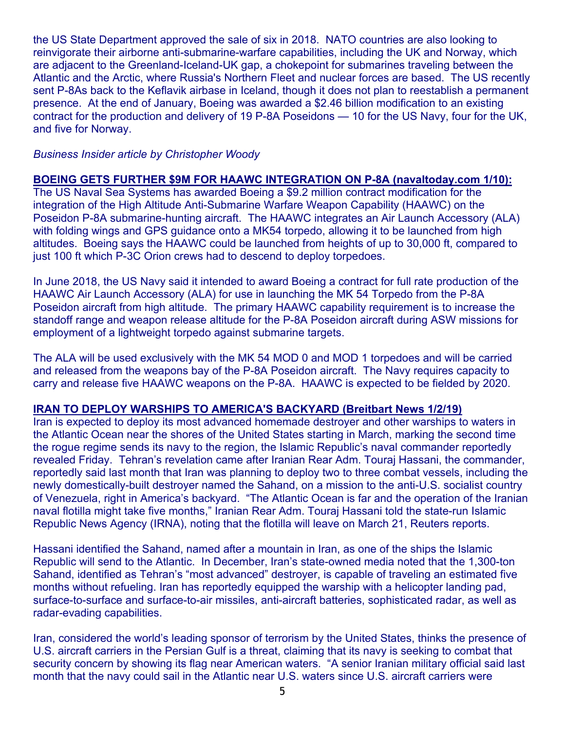the US State Department approved the sale of six in 2018. NATO countries are also looking to reinvigorate their airborne anti-submarine-warfare capabilities, including the UK and Norway, which are adjacent to the Greenland-Iceland-UK gap, a chokepoint for submarines traveling between the Atlantic and the Arctic, where Russia's Northern Fleet and nuclear forces are based. The US recently sent P-8As back to the Keflavik airbase in Iceland, though it does not plan to reestablish a permanent presence. At the end of January, Boeing was awarded a $2.46 billion modification to an existing contract for the production and delivery of 19 P-8A Poseidons — 10 for the US Navy, four for the UK, and five for Norway.

*Business Insider article by Christopher Woody*

**BOEING GETS FURTHER $9M FOR HAAWC INTEGRATION ON P-8A (navaltoday.com 1/10):**
The US Naval Sea Systems has awarded Boeing a $9.2 million contract modification for the integration of the High Altitude Anti-Submarine Warfare Weapon Capability (HAAWC) on the Poseidon P-8A submarine-hunting aircraft. The HAAWC integrates an Air Launch Accessory (ALA) with folding wings and GPS guidance onto a MK54 torpedo, allowing it to be launched from high altitudes. Boeing says the HAAWC could be launched from heights of up to 30,000 ft, compared to just 100 ft which P-3C Orion crews had to descend to deploy torpedoes.

In June 2018, the US Navy said it intended to award Boeing a contract for full rate production of the HAAWC Air Launch Accessory (ALA) for use in launching the MK 54 Torpedo from the P-8A Poseidon aircraft from high altitude. The primary HAAWC capability requirement is to increase the standoff range and weapon release altitude for the P-8A Poseidon aircraft during ASW missions for employment of a lightweight torpedo against submarine targets.

The ALA will be used exclusively with the MK 54 MOD 0 and MOD 1 torpedoes and will be carried and released from the weapons bay of the P-8A Poseidon aircraft. The Navy requires capacity to carry and release five HAAWC weapons on the P-8A. HAAWC is expected to be fielded by 2020.

**IRAN TO DEPLOY WARSHIPS TO AMERICA'S BACKYARD (Breitbart News 1/2/19)**
Iran is expected to deploy its most advanced homemade destroyer and other warships to waters in the Atlantic Ocean near the shores of the United States starting in March, marking the second time the rogue regime sends its navy to the region, the Islamic Republic's naval commander reportedly revealed Friday. Tehran's revelation came after Iranian Rear Adm. Touraj Hassani, the commander, reportedly said last month that Iran was planning to deploy two to three combat vessels, including the newly domestically-built destroyer named the Sahand, on a mission to the anti-U.S. socialist country of Venezuela, right in America's backyard. "The Atlantic Ocean is far and the operation of the Iranian naval flotilla might take five months," Iranian Rear Adm. Touraj Hassani told the state-run Islamic Republic News Agency (IRNA), noting that the flotilla will leave on March 21, Reuters reports.

Hassani identified the Sahand, named after a mountain in Iran, as one of the ships the Islamic Republic will send to the Atlantic. In December, Iran's state-owned media noted that the 1,300-ton Sahand, identified as Tehran's "most advanced" destroyer, is capable of traveling an estimated five months without refueling. Iran has reportedly equipped the warship with a helicopter landing pad, surface-to-surface and surface-to-air missiles, anti-aircraft batteries, sophisticated radar, as well as radar-evading capabilities.

Iran, considered the world's leading sponsor of terrorism by the United States, thinks the presence of U.S. aircraft carriers in the Persian Gulf is a threat, claiming that its navy is seeking to combat that security concern by showing its flag near American waters. "A senior Iranian military official said last month that the navy could sail in the Atlantic near U.S. waters since U.S. aircraft carriers were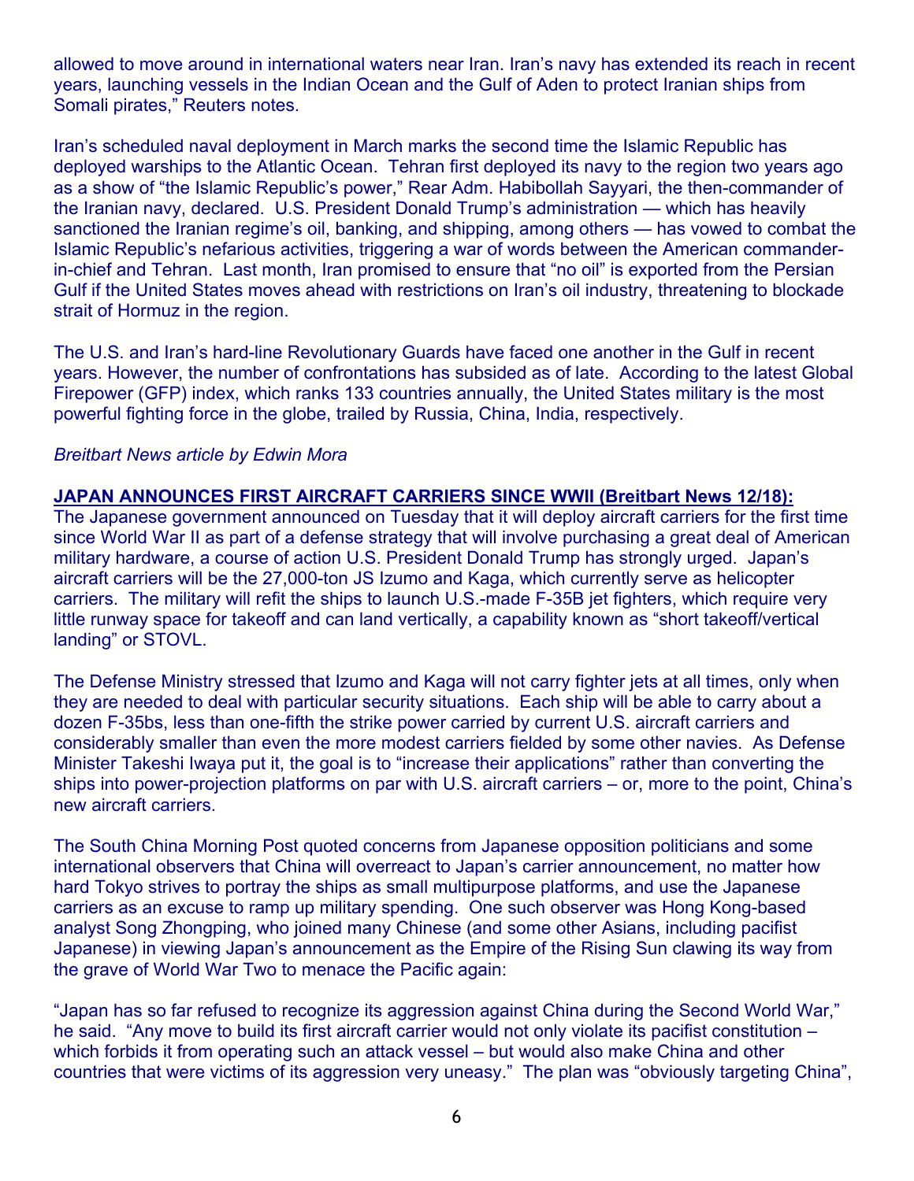allowed to move around in international waters near Iran. Iran's navy has extended its reach in recent years, launching vessels in the Indian Ocean and the Gulf of Aden to protect Iranian ships from Somali pirates," Reuters notes.

Iran's scheduled naval deployment in March marks the second time the Islamic Republic has deployed warships to the Atlantic Ocean. Tehran first deployed its navy to the region two years ago as a show of "the Islamic Republic's power," Rear Adm. Habibollah Sayyari, the then-commander of the Iranian navy, declared. U.S. President Donald Trump's administration — which has heavily sanctioned the Iranian regime's oil, banking, and shipping, among others — has vowed to combat the Islamic Republic's nefarious activities, triggering a war of words between the American commander-in-chief and Tehran. Last month, Iran promised to ensure that "no oil" is exported from the Persian Gulf if the United States moves ahead with restrictions on Iran's oil industry, threatening to blockade strait of Hormuz in the region.

The U.S. and Iran's hard-line Revolutionary Guards have faced one another in the Gulf in recent years. However, the number of confrontations has subsided as of late. According to the latest Global Firepower (GFP) index, which ranks 133 countries annually, the United States military is the most powerful fighting force in the globe, trailed by Russia, China, India, respectively.

*Breitbart News article by Edwin Mora*

**JAPAN ANNOUNCES FIRST AIRCRAFT CARRIERS SINCE WWII (Breitbart News 12/18):**
The Japanese government announced on Tuesday that it will deploy aircraft carriers for the first time since World War II as part of a defense strategy that will involve purchasing a great deal of American military hardware, a course of action U.S. President Donald Trump has strongly urged. Japan's aircraft carriers will be the 27,000-ton JS Izumo and Kaga, which currently serve as helicopter carriers. The military will refit the ships to launch U.S.-made F-35B jet fighters, which require very little runway space for takeoff and can land vertically, a capability known as "short takeoff/vertical landing" or STOVL.

The Defense Ministry stressed that Izumo and Kaga will not carry fighter jets at all times, only when they are needed to deal with particular security situations. Each ship will be able to carry about a dozen F-35bs, less than one-fifth the strike power carried by current U.S. aircraft carriers and considerably smaller than even the more modest carriers fielded by some other navies. As Defense Minister Takeshi Iwaya put it, the goal is to "increase their applications" rather than converting the ships into power-projection platforms on par with U.S. aircraft carriers – or, more to the point, China's new aircraft carriers.

The South China Morning Post quoted concerns from Japanese opposition politicians and some international observers that China will overreact to Japan's carrier announcement, no matter how hard Tokyo strives to portray the ships as small multipurpose platforms, and use the Japanese carriers as an excuse to ramp up military spending. One such observer was Hong Kong-based analyst Song Zhongping, who joined many Chinese (and some other Asians, including pacifist Japanese) in viewing Japan's announcement as the Empire of the Rising Sun clawing its way from the grave of World War Two to menace the Pacific again:

"Japan has so far refused to recognize its aggression against China during the Second World War," he said. "Any move to build its first aircraft carrier would not only violate its pacifist constitution – which forbids it from operating such an attack vessel – but would also make China and other countries that were victims of its aggression very uneasy." The plan was "obviously targeting China",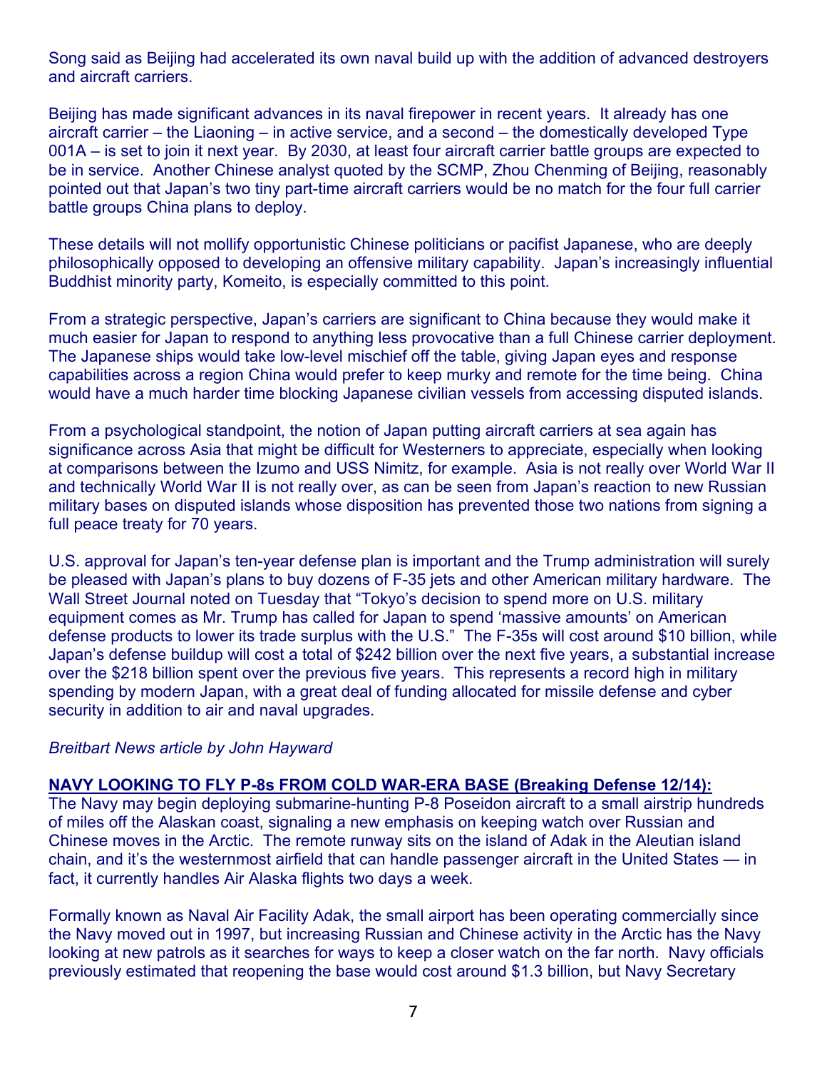Song said as Beijing had accelerated its own naval build up with the addition of advanced destroyers and aircraft carriers.

Beijing has made significant advances in its naval firepower in recent years. It already has one aircraft carrier – the Liaoning – in active service, and a second – the domestically developed Type 001A – is set to join it next year. By 2030, at least four aircraft carrier battle groups are expected to be in service. Another Chinese analyst quoted by the SCMP, Zhou Chenming of Beijing, reasonably pointed out that Japan's two tiny part-time aircraft carriers would be no match for the four full carrier battle groups China plans to deploy.

These details will not mollify opportunistic Chinese politicians or pacifist Japanese, who are deeply philosophically opposed to developing an offensive military capability. Japan's increasingly influential Buddhist minority party, Komeito, is especially committed to this point.

From a strategic perspective, Japan's carriers are significant to China because they would make it much easier for Japan to respond to anything less provocative than a full Chinese carrier deployment. The Japanese ships would take low-level mischief off the table, giving Japan eyes and response capabilities across a region China would prefer to keep murky and remote for the time being. China would have a much harder time blocking Japanese civilian vessels from accessing disputed islands.

From a psychological standpoint, the notion of Japan putting aircraft carriers at sea again has significance across Asia that might be difficult for Westerners to appreciate, especially when looking at comparisons between the Izumo and USS Nimitz, for example. Asia is not really over World War II and technically World War II is not really over, as can be seen from Japan's reaction to new Russian military bases on disputed islands whose disposition has prevented those two nations from signing a full peace treaty for 70 years.

U.S. approval for Japan's ten-year defense plan is important and the Trump administration will surely be pleased with Japan's plans to buy dozens of F-35 jets and other American military hardware. The Wall Street Journal noted on Tuesday that "Tokyo's decision to spend more on U.S. military equipment comes as Mr. Trump has called for Japan to spend 'massive amounts' on American defense products to lower its trade surplus with the U.S." The F-35s will cost around $10 billion, while Japan's defense buildup will cost a total of $242 billion over the next five years, a substantial increase over the $218 billion spent over the previous five years. This represents a record high in military spending by modern Japan, with a great deal of funding allocated for missile defense and cyber security in addition to air and naval upgrades.

*Breitbart News article by John Hayward*

**NAVY LOOKING TO FLY P-8s FROM COLD WAR-ERA BASE (Breaking Defense 12/14):**
The Navy may begin deploying submarine-hunting P-8 Poseidon aircraft to a small airstrip hundreds of miles off the Alaskan coast, signaling a new emphasis on keeping watch over Russian and Chinese moves in the Arctic. The remote runway sits on the island of Adak in the Aleutian island chain, and it's the westernmost airfield that can handle passenger aircraft in the United States — in fact, it currently handles Air Alaska flights two days a week.

Formally known as Naval Air Facility Adak, the small airport has been operating commercially since the Navy moved out in 1997, but increasing Russian and Chinese activity in the Arctic has the Navy looking at new patrols as it searches for ways to keep a closer watch on the far north. Navy officials previously estimated that reopening the base would cost around $1.3 billion, but Navy Secretary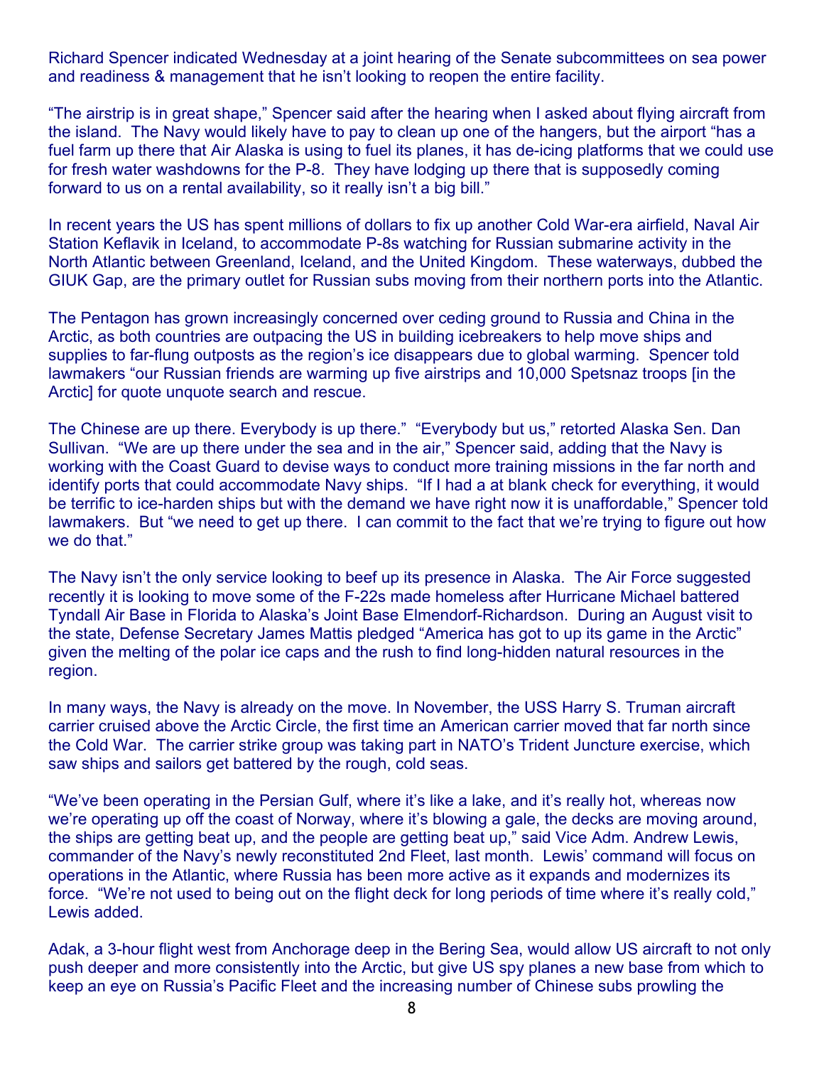Richard Spencer indicated Wednesday at a joint hearing of the Senate subcommittees on sea power and readiness & management that he isn't looking to reopen the entire facility.

"The airstrip is in great shape," Spencer said after the hearing when I asked about flying aircraft from the island. The Navy would likely have to pay to clean up one of the hangers, but the airport "has a fuel farm up there that Air Alaska is using to fuel its planes, it has de-icing platforms that we could use for fresh water washdowns for the P-8. They have lodging up there that is supposedly coming forward to us on a rental availability, so it really isn't a big bill."

In recent years the US has spent millions of dollars to fix up another Cold War-era airfield, Naval Air Station Keflavik in Iceland, to accommodate P-8s watching for Russian submarine activity in the North Atlantic between Greenland, Iceland, and the United Kingdom. These waterways, dubbed the GIUK Gap, are the primary outlet for Russian subs moving from their northern ports into the Atlantic.

The Pentagon has grown increasingly concerned over ceding ground to Russia and China in the Arctic, as both countries are outpacing the US in building icebreakers to help move ships and supplies to far-flung outposts as the region's ice disappears due to global warming. Spencer told lawmakers "our Russian friends are warming up five airstrips and 10,000 Spetsnaz troops [in the Arctic] for quote unquote search and rescue.

The Chinese are up there. Everybody is up there." "Everybody but us," retorted Alaska Sen. Dan Sullivan. "We are up there under the sea and in the air," Spencer said, adding that the Navy is working with the Coast Guard to devise ways to conduct more training missions in the far north and identify ports that could accommodate Navy ships. "If I had a at blank check for everything, it would be terrific to ice-harden ships but with the demand we have right now it is unaffordable," Spencer told lawmakers. But "we need to get up there. I can commit to the fact that we're trying to figure out how we do that."

The Navy isn't the only service looking to beef up its presence in Alaska. The Air Force suggested recently it is looking to move some of the F-22s made homeless after Hurricane Michael battered Tyndall Air Base in Florida to Alaska's Joint Base Elmendorf-Richardson. During an August visit to the state, Defense Secretary James Mattis pledged "America has got to up its game in the Arctic" given the melting of the polar ice caps and the rush to find long-hidden natural resources in the region.

In many ways, the Navy is already on the move. In November, the USS Harry S. Truman aircraft carrier cruised above the Arctic Circle, the first time an American carrier moved that far north since the Cold War. The carrier strike group was taking part in NATO's Trident Juncture exercise, which saw ships and sailors get battered by the rough, cold seas.

"We've been operating in the Persian Gulf, where it's like a lake, and it's really hot, whereas now we're operating up off the coast of Norway, where it's blowing a gale, the decks are moving around, the ships are getting beat up, and the people are getting beat up," said Vice Adm. Andrew Lewis, commander of the Navy's newly reconstituted 2nd Fleet, last month. Lewis' command will focus on operations in the Atlantic, where Russia has been more active as it expands and modernizes its force. "We're not used to being out on the flight deck for long periods of time where it's really cold," Lewis added.

Adak, a 3-hour flight west from Anchorage deep in the Bering Sea, would allow US aircraft to not only push deeper and more consistently into the Arctic, but give US spy planes a new base from which to keep an eye on Russia's Pacific Fleet and the increasing number of Chinese subs prowling the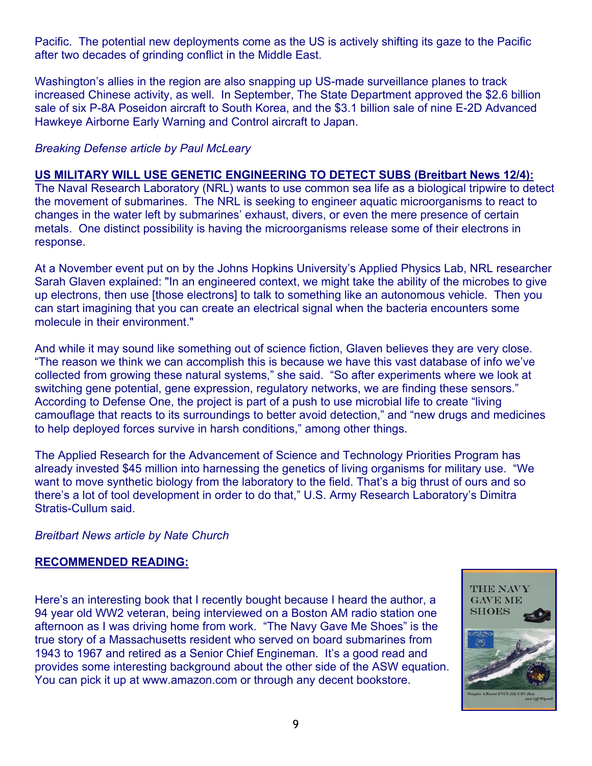Pacific. The potential new deployments come as the US is actively shifting its gaze to the Pacific after two decades of grinding conflict in the Middle East.

Washington's allies in the region are also snapping up US-made surveillance planes to track increased Chinese activity, as well. In September, The State Department approved the $2.6 billion sale of six P-8A Poseidon aircraft to South Korea, and the $3.1 billion sale of nine E-2D Advanced Hawkeye Airborne Early Warning and Control aircraft to Japan.

*Breaking Defense article by Paul McLeary*

**US MILITARY WILL USE GENETIC ENGINEERING TO DETECT SUBS (Breitbart News 12/4):**
The Naval Research Laboratory (NRL) wants to use common sea life as a biological tripwire to detect the movement of submarines. The NRL is seeking to engineer aquatic microorganisms to react to changes in the water left by submarines' exhaust, divers, or even the mere presence of certain metals. One distinct possibility is having the microorganisms release some of their electrons in response.

At a November event put on by the Johns Hopkins University's Applied Physics Lab, NRL researcher Sarah Glaven explained: "In an engineered context, we might take the ability of the microbes to give up electrons, then use [those electrons] to talk to something like an autonomous vehicle. Then you can start imagining that you can create an electrical signal when the bacteria encounters some molecule in their environment."

And while it may sound like something out of science fiction, Glaven believes they are very close. "The reason we think we can accomplish this is because we have this vast database of info we've collected from growing these natural systems," she said. "So after experiments where we look at switching gene potential, gene expression, regulatory networks, we are finding these sensors." According to Defense One, the project is part of a push to use microbial life to create "living camouflage that reacts to its surroundings to better avoid detection," and "new drugs and medicines to help deployed forces survive in harsh conditions," among other things.

The Applied Research for the Advancement of Science and Technology Priorities Program has already invested $45 million into harnessing the genetics of living organisms for military use. "We want to move synthetic biology from the laboratory to the field. That's a big thrust of ours and so there's a lot of tool development in order to do that," U.S. Army Research Laboratory's Dimitra Stratis-Cullum said.

*Breitbart News article by Nate Church*

**RECOMMENDED READING:**

Here's an interesting book that I recently bought because I heard the author, a 94 year old WW2 veteran, being interviewed on a Boston AM radio station one afternoon as I was driving home from work. "The Navy Gave Me Shoes" is the true story of a Massachusetts resident who served on board submarines from 1943 to 1967 and retired as a Senior Chief Engineman. It's a good read and provides some interesting background about the other side of the ASW equation. You can pick it up at www.amazon.com or through any decent bookstore.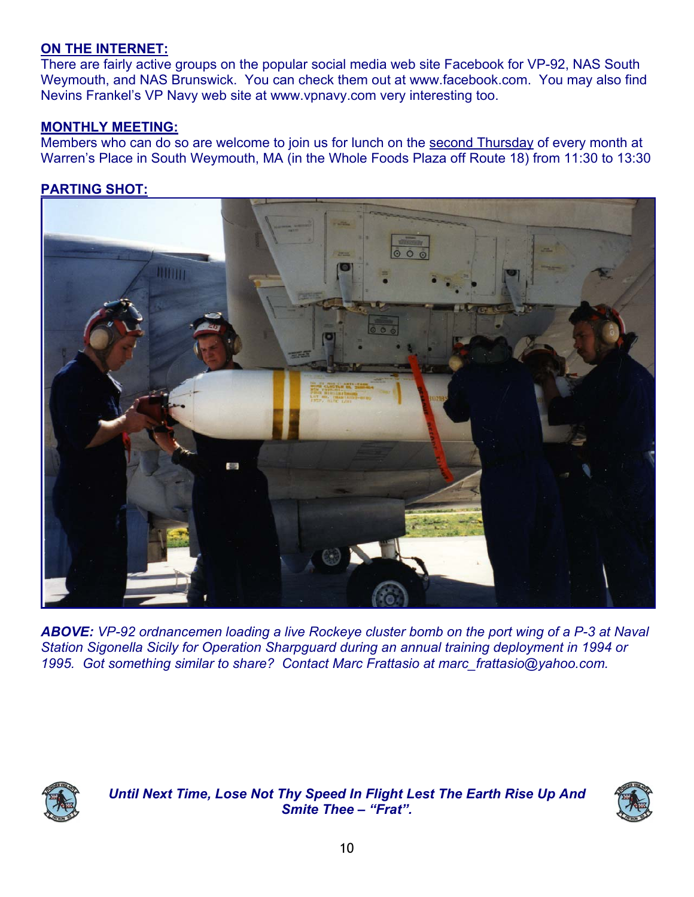**ON THE INTERNET:**

There are fairly active groups on the popular social media web site Facebook for VP-92, NAS South Weymouth, and NAS Brunswick. You can check them out at www.facebook.com. You may also find Nevins Frankel's VP Navy web site at www.vpnavy.com very interesting too.

**MONTHLY MEETING:**

Members who can do so are welcome to join us for lunch on the second Thursday of every month at Warren's Place in South Weymouth, MA (in the Whole Foods Plaza off Route 18) from 11:30 to 13:30

**PARTING SHOT:**

***ABOVE:*** *VP-92 ordnancemen loading a live Rockeye cluster bomb on the port wing of a P-3 at Naval Station Sigonella Sicily for Operation Sharpguard during an annual training deployment in 1994 or 1995. Got something similar to share? Contact Marc Frattasio at marc_frattasio@yahoo.com.*

***Until Next Time, Lose Not Thy Speed In Flight Lest The Earth Rise Up And Smite Thee – "Frat".***